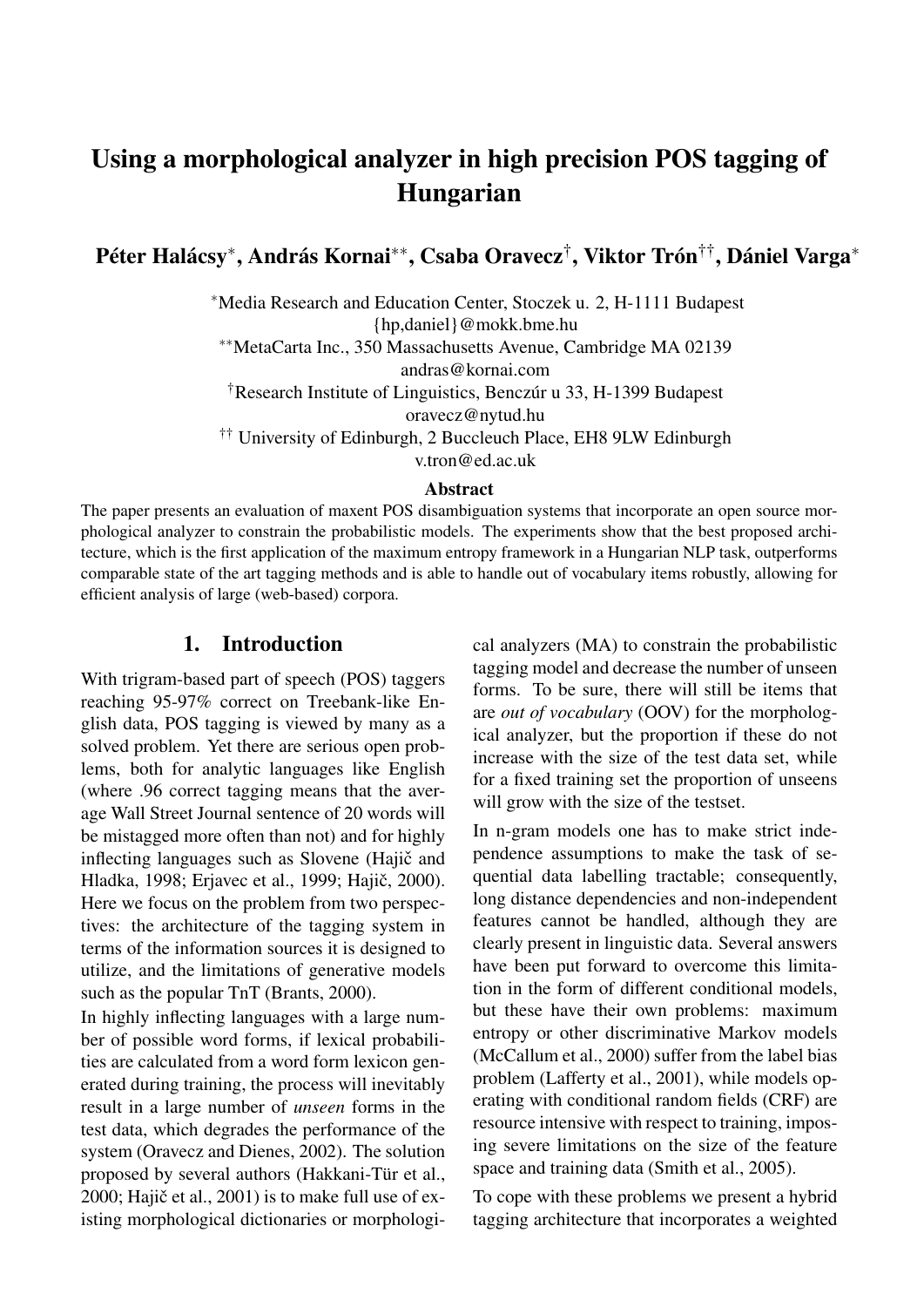# Using a morphological analyzer in high precision POS tagging of Hungarian

**Péter Halácsy***, **András Kornai****, **Csaba Oravecz**[†], **Viktor Trón**[††], **Dániel Varga***

*Media Research and Education Center, Stoczek u. 2, H-1111 Budapest
{hp,daniel}@mokk.bme.hu

**MetaCarta Inc., 350 Massachusetts Avenue, Cambridge MA 02139
andras@kornai.com

[†]Research Institute of Linguistics, Benczúr u 33, H-1399 Budapest
oravecz@nytud.hu

[††] University of Edinburgh, 2 Buccleuch Place, EH8 9LW Edinburgh
v.tron@ed.ac.uk

### Abstract

The paper presents an evaluation of maxent POS disambiguation systems that incorporate an open source morphological analyzer to constrain the probabilistic models. The experiments show that the best proposed architecture, which is the first application of the maximum entropy framework in a Hungarian NLP task, outperforms comparable state of the art tagging methods and is able to handle out of vocabulary items robustly, allowing for efficient analysis of large (web-based) corpora.

## 1. Introduction

With trigram-based part of speech (POS) taggers reaching 95-97% correct on Treebank-like English data, POS tagging is viewed by many as a solved problem. Yet there are serious open problems, both for analytic languages like English (where .96 correct tagging means that the average Wall Street Journal sentence of 20 words will be mistagged more often than not) and for highly inflecting languages such as Slovene (Hajič and Hladka, 1998; Erjavec et al., 1999; Hajič, 2000). Here we focus on the problem from two perspectives: the architecture of the tagging system in terms of the information sources it is designed to utilize, and the limitations of generative models such as the popular TnT (Brants, 2000).

In highly inflecting languages with a large number of possible word forms, if lexical probabilities are calculated from a word form lexicon generated during training, the process will inevitably result in a large number of *unseen* forms in the test data, which degrades the performance of the system (Oravecz and Dienes, 2002). The solution proposed by several authors (Hakkani-Tür et al., 2000; Hajič et al., 2001) is to make full use of existing morphological dictionaries or morphological analyzers (MA) to constrain the probabilistic tagging model and decrease the number of unseen forms. To be sure, there will still be items that are *out of vocabulary* (OOV) for the morphological analyzer, but the proportion if these do not increase with the size of the test data set, while for a fixed training set the proportion of unseens will grow with the size of the testset.

In n-gram models one has to make strict independence assumptions to make the task of sequential data labelling tractable; consequently, long distance dependencies and non-independent features cannot be handled, although they are clearly present in linguistic data. Several answers have been put forward to overcome this limitation in the form of different conditional models, but these have their own problems: maximum entropy or other discriminative Markov models (McCallum et al., 2000) suffer from the label bias problem (Lafferty et al., 2001), while models operating with conditional random fields (CRF) are resource intensive with respect to training, imposing severe limitations on the size of the feature space and training data (Smith et al., 2005).

To cope with these problems we present a hybrid tagging architecture that incorporates a weighted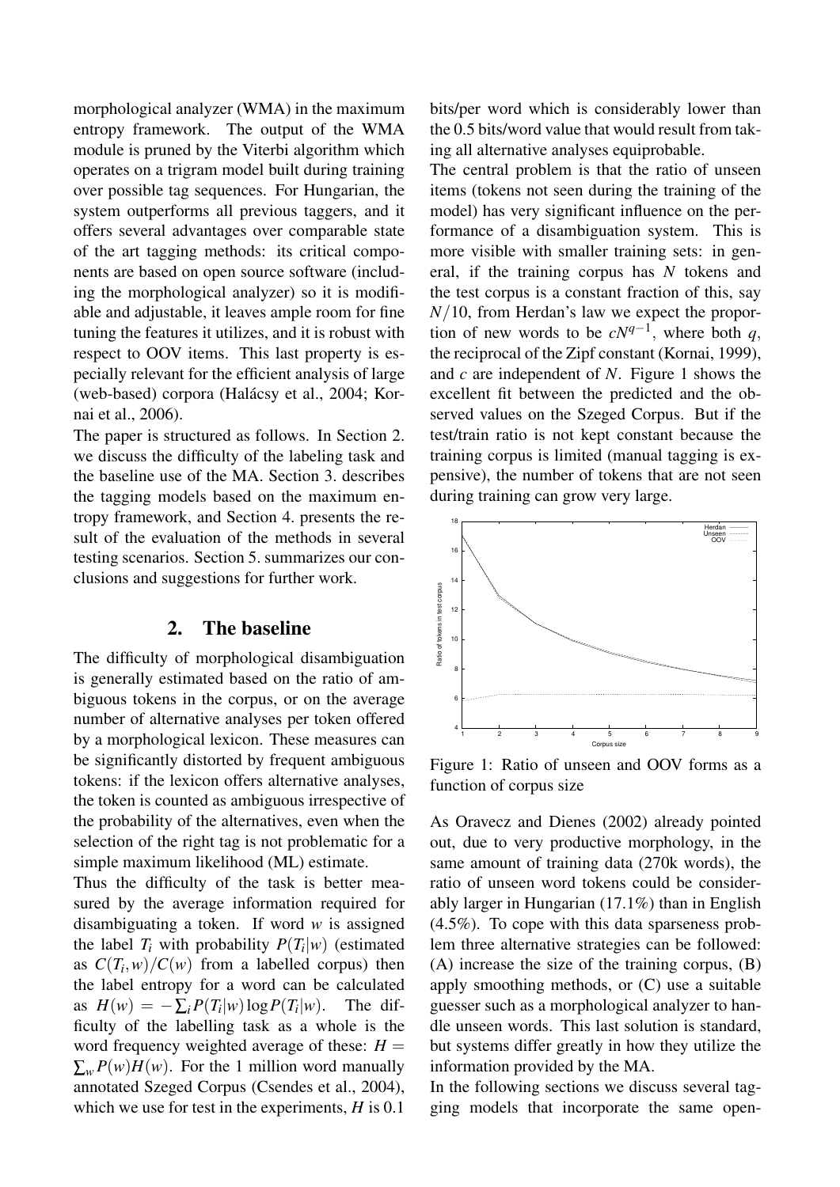morphological analyzer (WMA) in the maximum entropy framework. The output of the WMA module is pruned by the Viterbi algorithm which operates on a trigram model built during training over possible tag sequences. For Hungarian, the system outperforms all previous taggers, and it offers several advantages over comparable state of the art tagging methods: its critical components are based on open source software (including the morphological analyzer) so it is modifiable and adjustable, it leaves ample room for fine tuning the features it utilizes, and it is robust with respect to OOV items. This last property is especially relevant for the efficient analysis of large (web-based) corpora (Halácsy et al., 2004; Kornai et al., 2006).

The paper is structured as follows. In Section 2. we discuss the difficulty of the labeling task and the baseline use of the MA. Section 3. describes the tagging models based on the maximum entropy framework, and Section 4. presents the result of the evaluation of the methods in several testing scenarios. Section 5. summarizes our conclusions and suggestions for further work.

## 2. The baseline

The difficulty of morphological disambiguation is generally estimated based on the ratio of ambiguous tokens in the corpus, or on the average number of alternative analyses per token offered by a morphological lexicon. These measures can be significantly distorted by frequent ambiguous tokens: if the lexicon offers alternative analyses, the token is counted as ambiguous irrespective of the probability of the alternatives, even when the selection of the right tag is not problematic for a simple maximum likelihood (ML) estimate.

Thus the difficulty of the task is better measured by the average information required for disambiguating a token. If word $w$ is assigned the label $T_i$ with probability $P(T_i|w)$ (estimated as $C(T_i,w)/C(w)$ from a labelled corpus) then the label entropy for a word can be calculated as $H(w) = -\sum_i P(T_i|w) \log P(T_i|w)$. The difficulty of the labelling task as a whole is the word frequency weighted average of these: $H = \sum_w P(w)H(w)$. For the 1 million word manually annotated Szeged Corpus (Csendes et al., 2004), which we use for test in the experiments, $H$ is 0.1 bits/per word which is considerably lower than the 0.5 bits/word value that would result from taking all alternative analyses equiprobable.

The central problem is that the ratio of unseen items (tokens not seen during the training of the model) has very significant influence on the performance of a disambiguation system. This is more visible with smaller training sets: in general, if the training corpus has $N$ tokens and the test corpus is a constant fraction of this, say $N/10$, from Herdan's law we expect the proportion of new words to be $cN^{q-1}$, where both $q$, the reciprocal of the Zipf constant (Kornai, 1999), and $c$ are independent of $N$. Figure 1 shows the excellent fit between the predicted and the observed values on the Szeged Corpus. But if the test/train ratio is not kept constant because the training corpus is limited (manual tagging is expensive), the number of tokens that are not seen during training can grow very large.

Figure 1: Ratio of unseen and OOV forms as a function of corpus size

As Oravecz and Dienes (2002) already pointed out, due to very productive morphology, in the same amount of training data (270k words), the ratio of unseen word tokens could be considerably larger in Hungarian (17.1%) than in English (4.5%). To cope with this data sparseness problem three alternative strategies can be followed: (A) increase the size of the training corpus, (B) apply smoothing methods, or (C) use a suitable guesser such as a morphological analyzer to handle unseen words. This last solution is standard, but systems differ greatly in how they utilize the information provided by the MA.

In the following sections we discuss several tagging models that incorporate the same open-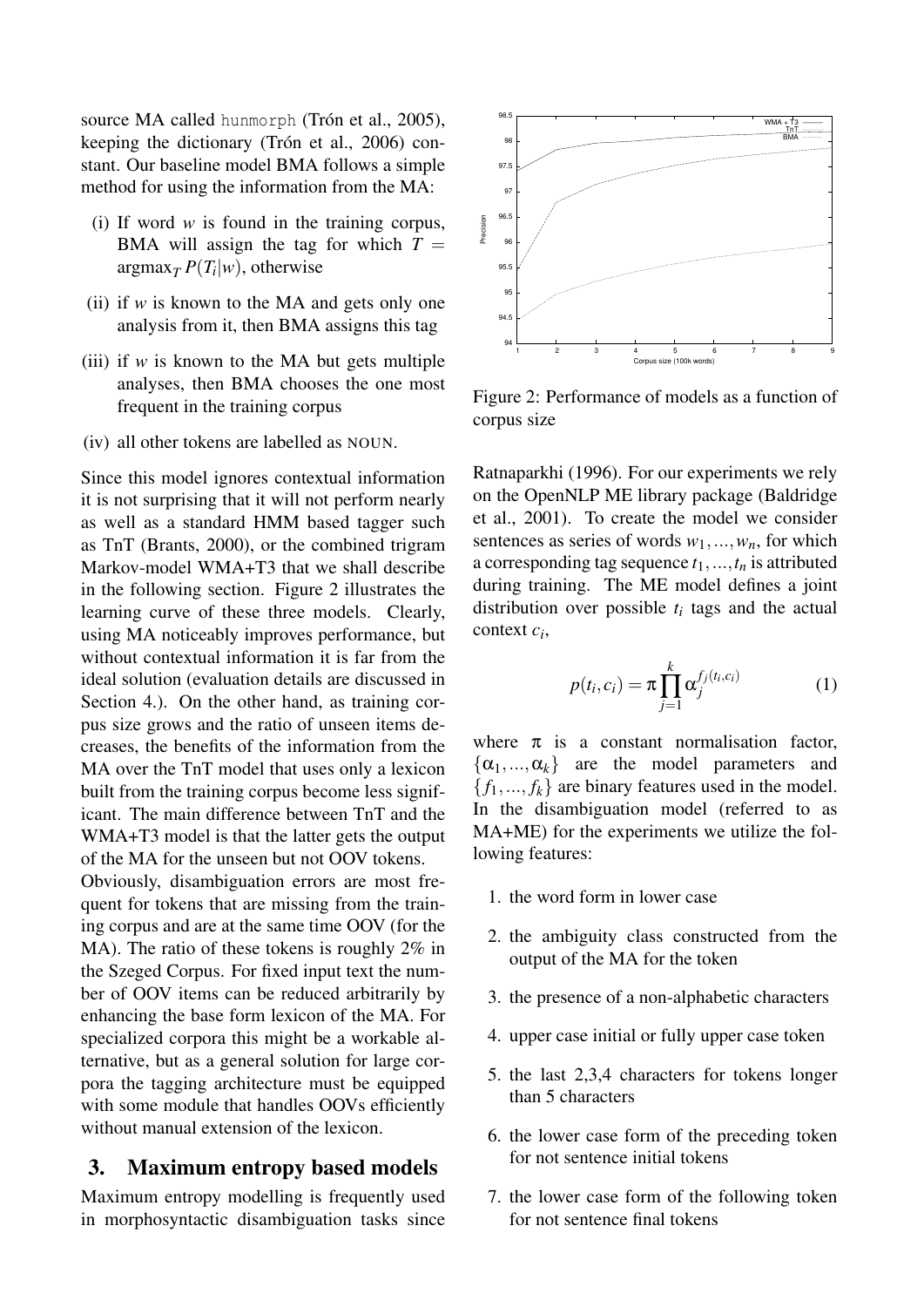source MA called hunmorph (Trón et al., 2005), keeping the dictionary (Trón et al., 2006) constant. Our baseline model BMA follows a simple method for using the information from the MA:

(i) If word *w* is found in the training corpus, BMA will assign the tag for which $T = \text{argmax}_T P(T_i|w)$, otherwise

(ii) if *w* is known to the MA and gets only one analysis from it, then BMA assigns this tag

(iii) if *w* is known to the MA but gets multiple analyses, then BMA chooses the one most frequent in the training corpus

(iv) all other tokens are labelled as NOUN.

Since this model ignores contextual information it is not surprising that it will not perform nearly as well as a standard HMM based tagger such as TnT (Brants, 2000), or the combined trigram Markov-model WMA+T3 that we shall describe in the following section. Figure 2 illustrates the learning curve of these three models. Clearly, using MA noticeably improves performance, but without contextual information it is far from the ideal solution (evaluation details are discussed in Section 4.). On the other hand, as training corpus size grows and the ratio of unseen items decreases, the benefits of the information from the MA over the TnT model that uses only a lexicon built from the training corpus become less significant. The main difference between TnT and the WMA+T3 model is that the latter gets the output of the MA for the unseen but not OOV tokens.

Obviously, disambiguation errors are most frequent for tokens that are missing from the training corpus and are at the same time OOV (for the MA). The ratio of these tokens is roughly 2% in the Szeged Corpus. For fixed input text the number of OOV items can be reduced arbitrarily by enhancing the base form lexicon of the MA. For specialized corpora this might be a workable alternative, but as a general solution for large corpora the tagging architecture must be equipped with some module that handles OOVs efficiently without manual extension of the lexicon.

Figure 2: Performance of models as a function of corpus size

## 3. Maximum entropy based models

Maximum entropy modelling is frequently used in morphosyntactic disambiguation tasks since Ratnaparkhi (1996). For our experiments we rely on the OpenNLP ME library package (Baldridge et al., 2001). To create the model we consider sentences as series of words $w_1, ..., w_n$, for which a corresponding tag sequence $t_1, ..., t_n$ is attributed during training. The ME model defines a joint distribution over possible $t_i$ tags and the actual context $c_i$,

$$p(t_i, c_i) = \pi \prod_{j=1}^{k} \alpha_j^{f_j(t_i, c_i)} \qquad (1)$$

where $\pi$ is a constant normalisation factor, $\{\alpha_1, ..., \alpha_k\}$ are the model parameters and $\{f_1, ..., f_k\}$ are binary features used in the model. In the disambiguation model (referred to as MA+ME) for the experiments we utilize the following features:

1. the word form in lower case
2. the ambiguity class constructed from the output of the MA for the token
3. the presence of a non-alphabetic characters
4. upper case initial or fully upper case token
5. the last 2,3,4 characters for tokens longer than 5 characters
6. the lower case form of the preceding token for not sentence initial tokens
7. the lower case form of the following token for not sentence final tokens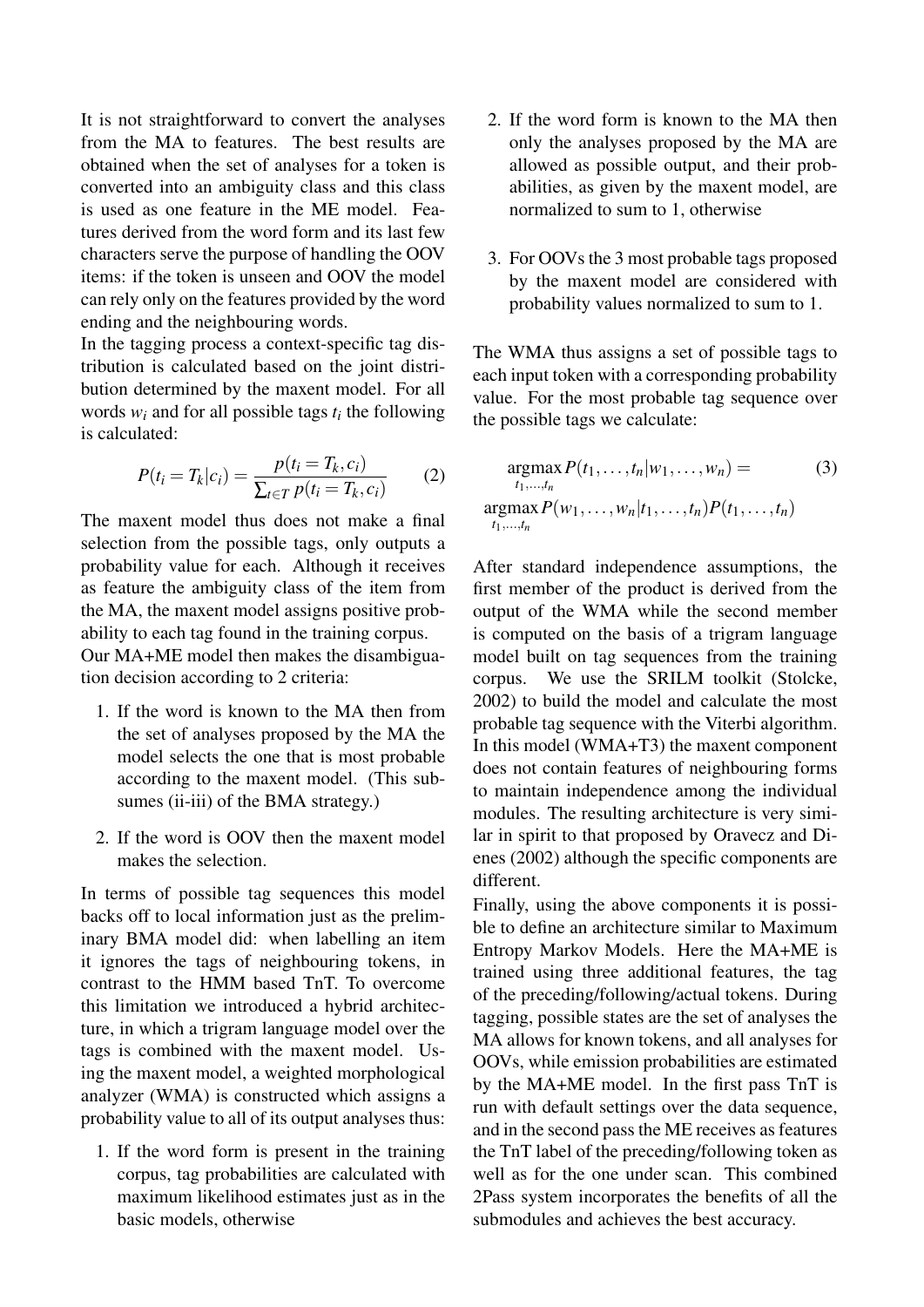It is not straightforward to convert the analyses from the MA to features. The best results are obtained when the set of analyses for a token is converted into an ambiguity class and this class is used as one feature in the ME model. Features derived from the word form and its last few characters serve the purpose of handling the OOV items: if the token is unseen and OOV the model can rely only on the features provided by the word ending and the neighbouring words.

In the tagging process a context-specific tag distribution is calculated based on the joint distribution determined by the maxent model. For all words $w_i$ and for all possible tags $t_i$ the following is calculated:

$$P(t_i = T_k | c_i) = \frac{p(t_i = T_k, c_i)}{\sum_{t \in T} p(t_i = T_k, c_i)} \tag{2}$$

The maxent model thus does not make a final selection from the possible tags, only outputs a probability value for each. Although it receives as feature the ambiguity class of the item from the MA, the maxent model assigns positive probability to each tag found in the training corpus.

Our MA+ME model then makes the disambiguation decision according to 2 criteria:

1. If the word is known to the MA then from the set of analyses proposed by the MA the model selects the one that is most probable according to the maxent model. (This subsumes (ii-iii) of the BMA strategy.)
2. If the word is OOV then the maxent model makes the selection.

In terms of possible tag sequences this model backs off to local information just as the preliminary BMA model did: when labelling an item it ignores the tags of neighbouring tokens, in contrast to the HMM based TnT. To overcome this limitation we introduced a hybrid architecture, in which a trigram language model over the tags is combined with the maxent model. Using the maxent model, a weighted morphological analyzer (WMA) is constructed which assigns a probability value to all of its output analyses thus:

1. If the word form is present in the training corpus, tag probabilities are calculated with maximum likelihood estimates just as in the basic models, otherwise
2. If the word form is known to the MA then only the analyses proposed by the MA are allowed as possible output, and their probabilities, as given by the maxent model, are normalized to sum to 1, otherwise
3. For OOVs the 3 most probable tags proposed by the maxent model are considered with probability values normalized to sum to 1.

The WMA thus assigns a set of possible tags to each input token with a corresponding probability value. For the most probable tag sequence over the possible tags we calculate:

$$\begin{aligned} &\underset{t_1,\ldots,t_n}{\operatorname{argmax}} P(t_1,\ldots,t_n|w_1,\ldots,w_n) = \\ &\underset{t_1,\ldots,t_n}{\operatorname{argmax}} P(w_1,\ldots,w_n|t_1,\ldots,t_n)P(t_1,\ldots,t_n) \end{aligned} \tag{3}$$

After standard independence assumptions, the first member of the product is derived from the output of the WMA while the second member is computed on the basis of a trigram language model built on tag sequences from the training corpus. We use the SRILM toolkit (Stolcke, 2002) to build the model and calculate the most probable tag sequence with the Viterbi algorithm. In this model (WMA+T3) the maxent component does not contain features of neighbouring forms to maintain independence among the individual modules. The resulting architecture is very similar in spirit to that proposed by Oravecz and Dienes (2002) although the specific components are different.

Finally, using the above components it is possible to define an architecture similar to Maximum Entropy Markov Models. Here the MA+ME is trained using three additional features, the tag of the preceding/following/actual tokens. During tagging, possible states are the set of analyses the MA allows for known tokens, and all analyses for OOVs, while emission probabilities are estimated by the MA+ME model. In the first pass TnT is run with default settings over the data sequence, and in the second pass the ME receives as features the TnT label of the preceding/following token as well as for the one under scan. This combined 2Pass system incorporates the benefits of all the submodules and achieves the best accuracy.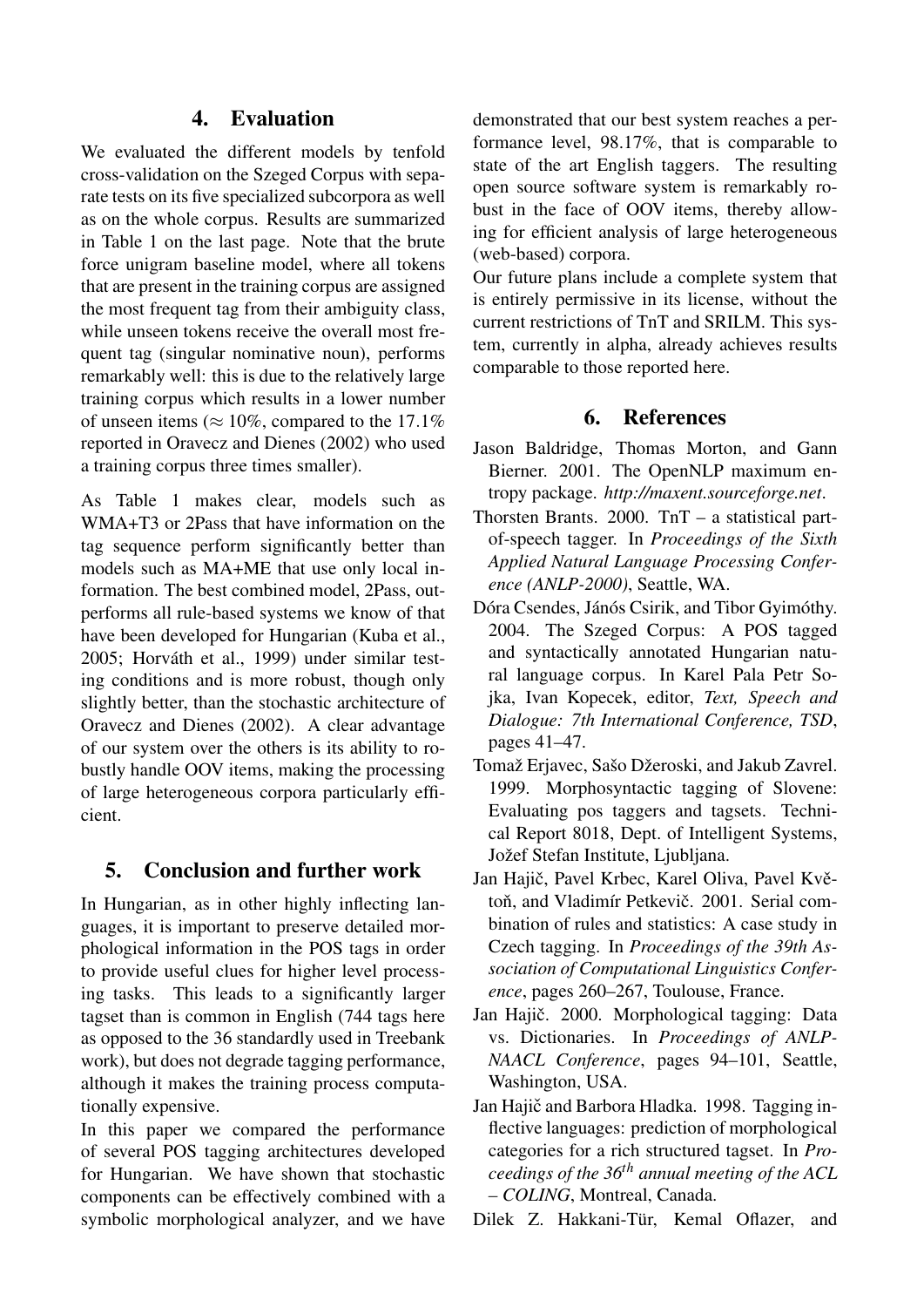## 4. Evaluation

We evaluated the different models by tenfold cross-validation on the Szeged Corpus with separate tests on its five specialized subcorpora as well as on the whole corpus. Results are summarized in Table 1 on the last page. Note that the brute force unigram baseline model, where all tokens that are present in the training corpus are assigned the most frequent tag from their ambiguity class, while unseen tokens receive the overall most frequent tag (singular nominative noun), performs remarkably well: this is due to the relatively large training corpus which results in a lower number of unseen items ($\approx 10\%$, compared to the 17.1% reported in Oravecz and Dienes (2002) who used a training corpus three times smaller).

As Table 1 makes clear, models such as WMA+T3 or 2Pass that have information on the tag sequence perform significantly better than models such as MA+ME that use only local information. The best combined model, 2Pass, outperforms all rule-based systems we know of that have been developed for Hungarian (Kuba et al., 2005; Horváth et al., 1999) under similar testing conditions and is more robust, though only slightly better, than the stochastic architecture of Oravecz and Dienes (2002). A clear advantage of our system over the others is its ability to robustly handle OOV items, making the processing of large heterogeneous corpora particularly efficient.

## 5. Conclusion and further work

In Hungarian, as in other highly inflecting languages, it is important to preserve detailed morphological information in the POS tags in order to provide useful clues for higher level processing tasks. This leads to a significantly larger tagset than is common in English (744 tags here as opposed to the 36 standardly used in Treebank work), but does not degrade tagging performance, although it makes the training process computationally expensive.

In this paper we compared the performance of several POS tagging architectures developed for Hungarian. We have shown that stochastic components can be effectively combined with a symbolic morphological analyzer, and we have demonstrated that our best system reaches a performance level, 98.17%, that is comparable to state of the art English taggers. The resulting open source software system is remarkably robust in the face of OOV items, thereby allowing for efficient analysis of large heterogeneous (web-based) corpora.

Our future plans include a complete system that is entirely permissive in its license, without the current restrictions of TnT and SRILM. This system, currently in alpha, already achieves results comparable to those reported here.

## 6. References

Jason Baldridge, Thomas Morton, and Gann Bierner. 2001. The OpenNLP maximum entropy package. *http://maxent.sourceforge.net*.

Thorsten Brants. 2000. TnT – a statistical part-of-speech tagger. In *Proceedings of the Sixth Applied Natural Language Processing Conference (ANLP-2000)*, Seattle, WA.

Dóra Csendes, János Csirik, and Tibor Gyimóthy. 2004. The Szeged Corpus: A POS tagged and syntactically annotated Hungarian natural language corpus. In Karel Pala Petr Sojka, Ivan Kopecek, editor, *Text, Speech and Dialogue: 7th International Conference, TSD*, pages 41–47.

Tomaž Erjavec, Sašo Džeroski, and Jakub Zavrel. 1999. Morphosyntactic tagging of Slovene: Evaluating pos taggers and tagsets. Technical Report 8018, Dept. of Intelligent Systems, Jožef Stefan Institute, Ljubljana.

Jan Hajič, Pavel Krbec, Karel Oliva, Pavel Květoň, and Vladimír Petkevič. 2001. Serial combination of rules and statistics: A case study in Czech tagging. In *Proceedings of the 39th Association of Computational Linguistics Conference*, pages 260–267, Toulouse, France.

Jan Hajič. 2000. Morphological tagging: Data vs. Dictionaries. In *Proceedings of ANLP-NAACL Conference*, pages 94–101, Seattle, Washington, USA.

Jan Hajič and Barbora Hladka. 1998. Tagging inflective languages: prediction of morphological categories for a rich structured tagset. In *Proceedings of the 36$^{th}$ annual meeting of the ACL – COLING*, Montreal, Canada.

Dilek Z. Hakkani-Tür, Kemal Oflazer, and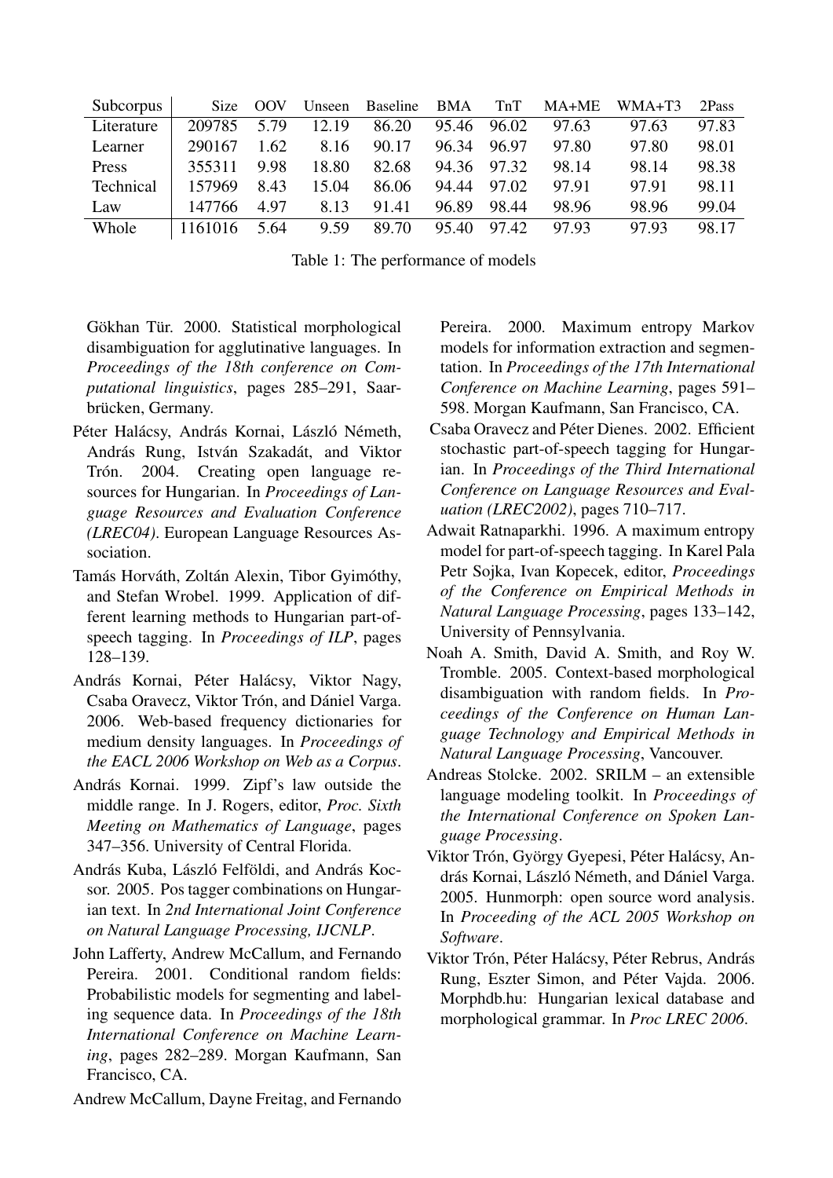| Subcorpus | Size | OOV | Unseen | Baseline | BMA | TnT | MA+ME | WMA+T3 | 2Pass |
|---|---|---|---|---|---|---|---|---|---|
| Literature | 209785 | 5.79 | 12.19 | 86.20 | 95.46 | 96.02 | 97.63 | 97.63 | 97.83 |
| Learner | 290167 | 1.62 | 8.16 | 90.17 | 96.34 | 96.97 | 97.80 | 97.80 | 98.01 |
| Press | 355311 | 9.98 | 18.80 | 82.68 | 94.36 | 97.32 | 98.14 | 98.14 | 98.38 |
| Technical | 157969 | 8.43 | 15.04 | 86.06 | 94.44 | 97.02 | 97.91 | 97.91 | 98.11 |
| Law | 147766 | 4.97 | 8.13 | 91.41 | 96.89 | 98.44 | 98.96 | 98.96 | 99.04 |
| Whole | 1161016 | 5.64 | 9.59 | 89.70 | 95.40 | 97.42 | 97.93 | 97.93 | 98.17 |

Table 1: The performance of models

Gökhan Tür. 2000. Statistical morphological disambiguation for agglutinative languages. In *Proceedings of the 18th conference on Computational linguistics*, pages 285–291, Saarbrücken, Germany.

Péter Halácsy, András Kornai, László Németh, András Rung, István Szakadát, and Viktor Trón. 2004. Creating open language resources for Hungarian. In *Proceedings of Language Resources and Evaluation Conference (LREC04)*. European Language Resources Association.

Tamás Horváth, Zoltán Alexin, Tibor Gyimóthy, and Stefan Wrobel. 1999. Application of different learning methods to Hungarian part-of-speech tagging. In *Proceedings of ILP*, pages 128–139.

András Kornai, Péter Halácsy, Viktor Nagy, Csaba Oravecz, Viktor Trón, and Dániel Varga. 2006. Web-based frequency dictionaries for medium density languages. In *Proceedings of the EACL 2006 Workshop on Web as a Corpus*.

András Kornai. 1999. Zipf's law outside the middle range. In J. Rogers, editor, *Proc. Sixth Meeting on Mathematics of Language*, pages 347–356. University of Central Florida.

András Kuba, László Felföldi, and András Kocsor. 2005. Pos tagger combinations on Hungarian text. In *2nd International Joint Conference on Natural Language Processing, IJCNLP*.

John Lafferty, Andrew McCallum, and Fernando Pereira. 2001. Conditional random fields: Probabilistic models for segmenting and labeling sequence data. In *Proceedings of the 18th International Conference on Machine Learning*, pages 282–289. Morgan Kaufmann, San Francisco, CA.

Andrew McCallum, Dayne Freitag, and Fernando Pereira. 2000. Maximum entropy Markov models for information extraction and segmentation. In *Proceedings of the 17th International Conference on Machine Learning*, pages 591–598. Morgan Kaufmann, San Francisco, CA.

Csaba Oravecz and Péter Dienes. 2002. Efficient stochastic part-of-speech tagging for Hungarian. In *Proceedings of the Third International Conference on Language Resources and Evaluation (LREC2002)*, pages 710–717.

Adwait Ratnaparkhi. 1996. A maximum entropy model for part-of-speech tagging. In Karel Pala Petr Sojka, Ivan Kopecek, editor, *Proceedings of the Conference on Empirical Methods in Natural Language Processing*, pages 133–142, University of Pennsylvania.

Noah A. Smith, David A. Smith, and Roy W. Tromble. 2005. Context-based morphological disambiguation with random fields. In *Proceedings of the Conference on Human Language Technology and Empirical Methods in Natural Language Processing*, Vancouver.

Andreas Stolcke. 2002. SRILM – an extensible language modeling toolkit. In *Proceedings of the International Conference on Spoken Language Processing*.

Viktor Trón, György Gyepesi, Péter Halácsy, András Kornai, László Németh, and Dániel Varga. 2005. Hunmorph: open source word analysis. In *Proceeding of the ACL 2005 Workshop on Software*.

Viktor Trón, Péter Halácsy, Péter Rebrus, András Rung, Eszter Simon, and Péter Vajda. 2006. Morphdb.hu: Hungarian lexical database and morphological grammar. In *Proc LREC 2006*.